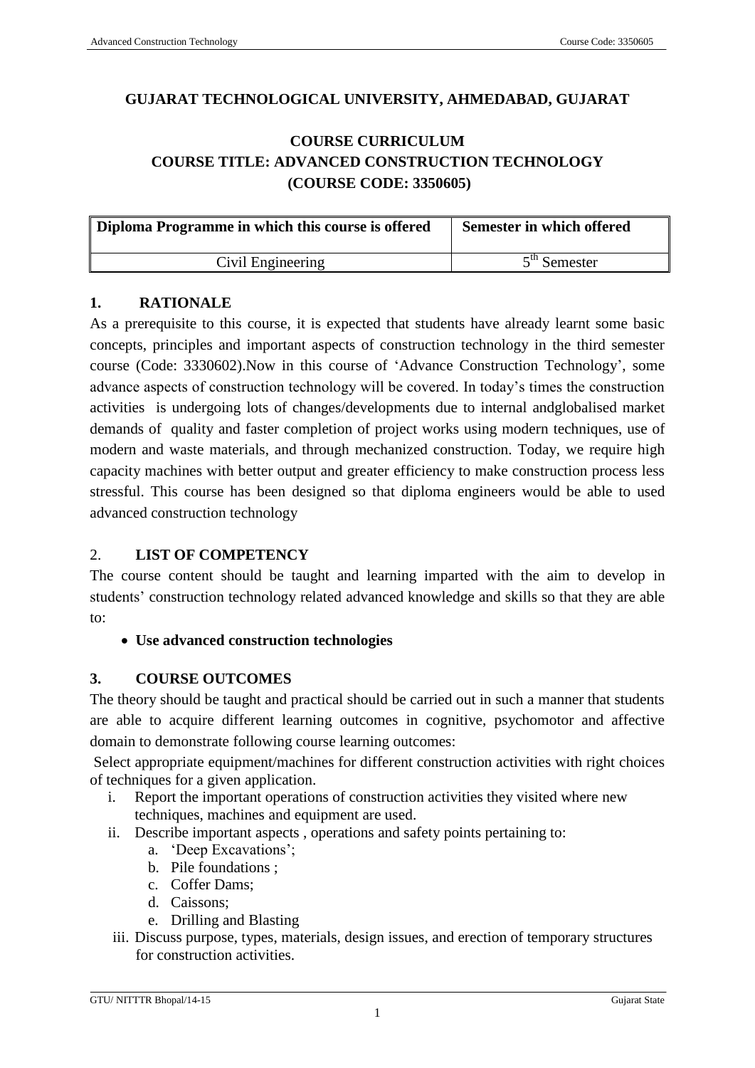**GUJARAT TECHNOLOGICAL UNIVERSITY, AHMEDABAD, GUJARAT**

**COURSE CURRICULUM**
**COURSE TITLE: ADVANCED CONSTRUCTION TECHNOLOGY**
**(COURSE CODE: 3350605)**

| Diploma Programme in which this course is offered | Semester in which offered |
|---|---|
| Civil Engineering | $5^{th}$ Semester |

## 1. RATIONALE

As a prerequisite to this course, it is expected that students have already learnt some basic concepts, principles and important aspects of construction technology in the third semester course (Code: 3330602).Now in this course of 'Advance Construction Technology', some advance aspects of construction technology will be covered. In today's times the construction activities is undergoing lots of changes/developments due to internal andglobalised market demands of quality and faster completion of project works using modern techniques, use of modern and waste materials, and through mechanized construction. Today, we require high capacity machines with better output and greater efficiency to make construction process less stressful. This course has been designed so that diploma engineers would be able to used advanced construction technology

## 2. LIST OF COMPETENCY

The course content should be taught and learning imparted with the aim to develop in students' construction technology related advanced knowledge and skills so that they are able to:

- **Use advanced construction technologies**

## 3. COURSE OUTCOMES

The theory should be taught and practical should be carried out in such a manner that students are able to acquire different learning outcomes in cognitive, psychomotor and affective domain to demonstrate following course learning outcomes:

Select appropriate equipment/machines for different construction activities with right choices of techniques for a given application.

i. Report the important operations of construction activities they visited where new techniques, machines and equipment are used.
ii. Describe important aspects , operations and safety points pertaining to:
   a. 'Deep Excavations';
   b. Pile foundations ;
   c. Coffer Dams;
   d. Caissons;
   e. Drilling and Blasting
iii. Discuss purpose, types, materials, design issues, and erection of temporary structures for construction activities.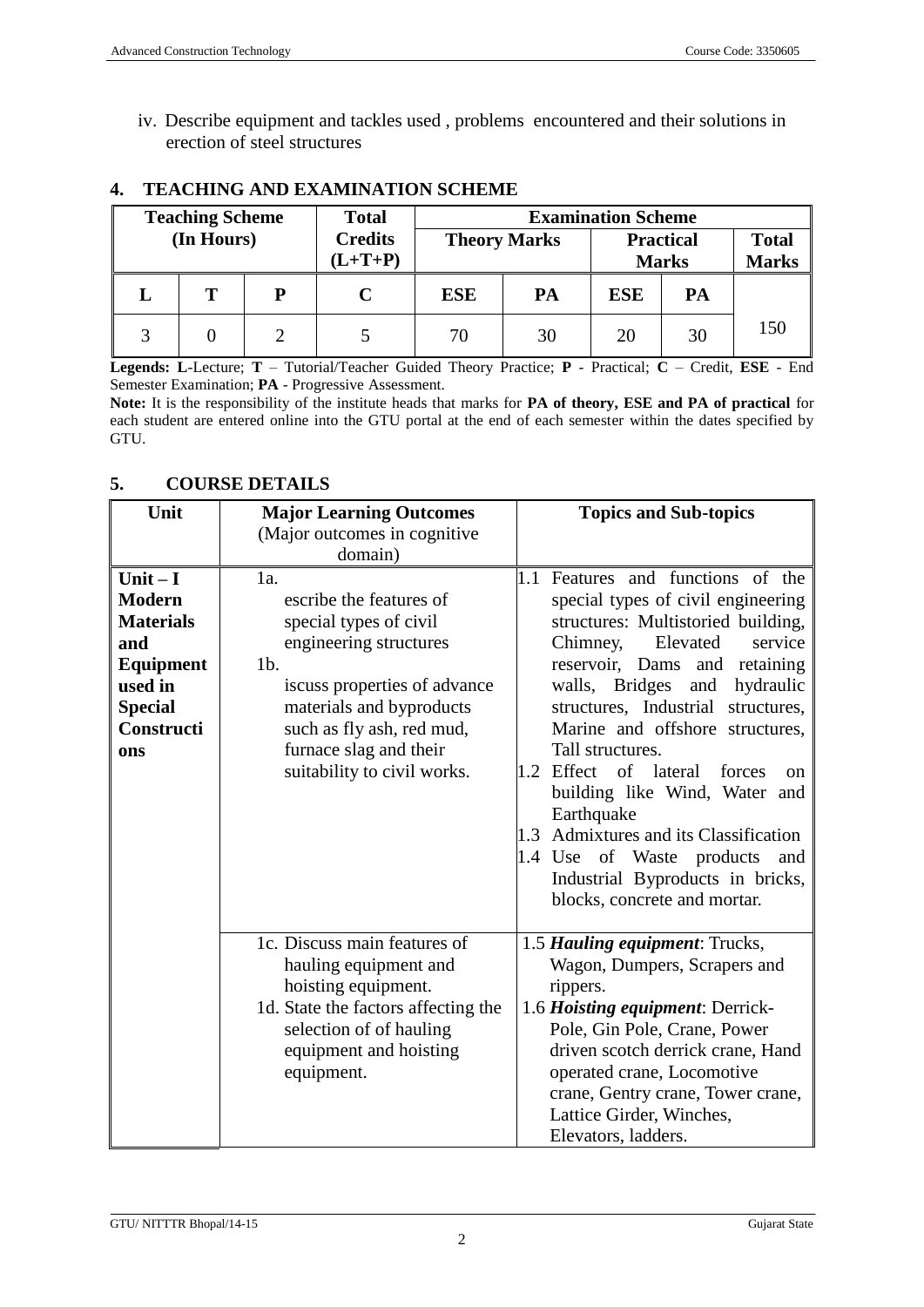iv. Describe equipment and tackles used , problems encountered and their solutions in erection of steel structures

## 4. TEACHING AND EXAMINATION SCHEME

| Teaching Scheme (In Hours) | | | Total Credits (L+T+P) | Examination Scheme | | | | |
|---|---|---|---|---|---|---|---|---|
| | | | | Theory Marks | | Practical Marks | | Total Marks |
| L | T | P | C | ESE | PA | ESE | PA | |
| 3 | 0 | 2 | 5 | 70 | 30 | 20 | 30 | 150 |

**Legends: L**-Lecture; **T** – Tutorial/Teacher Guided Theory Practice; **P** - Practical; **C** – Credit, **ESE** - End Semester Examination; **PA** - Progressive Assessment.

**Note:** It is the responsibility of the institute heads that marks for **PA of theory, ESE and PA of practical** for each student are entered online into the GTU portal at the end of each semester within the dates specified by GTU.

## 5. COURSE DETAILS

| Unit | Major Learning Outcomes (Major outcomes in cognitive domain) | Topics and Sub-topics |
|---|---|---|
| **Unit – I Modern Materials and Equipment used in Special Constructions** | 1a. escribe the features of special types of civil engineering structures<br>1b. iscuss properties of advance materials and byproducts such as fly ash, red mud, furnace slag and their suitability to civil works. | 1.1 Features and functions of the special types of civil engineering structures: Multistoried building, Chimney, Elevated service reservoir, Dams and retaining walls, Bridges and hydraulic structures, Industrial structures, Marine and offshore structures, Tall structures.<br>1.2 Effect of lateral forces on building like Wind, Water and Earthquake<br>1.3 Admixtures and its Classification<br>1.4 Use of Waste products and Industrial Byproducts in bricks, blocks, concrete and mortar. |
| | 1c. Discuss main features of hauling equipment and hoisting equipment.<br>1d. State the factors affecting the selection of of hauling equipment and hoisting equipment. | 1.5 ***Hauling equipment***: Trucks, Wagon, Dumpers, Scrapers and rippers.<br>1.6 ***Hoisting equipment***: Derrick-Pole, Gin Pole, Crane, Power driven scotch derrick crane, Hand operated crane, Locomotive crane, Gentry crane, Tower crane, Lattice Girder, Winches, Elevators, ladders. |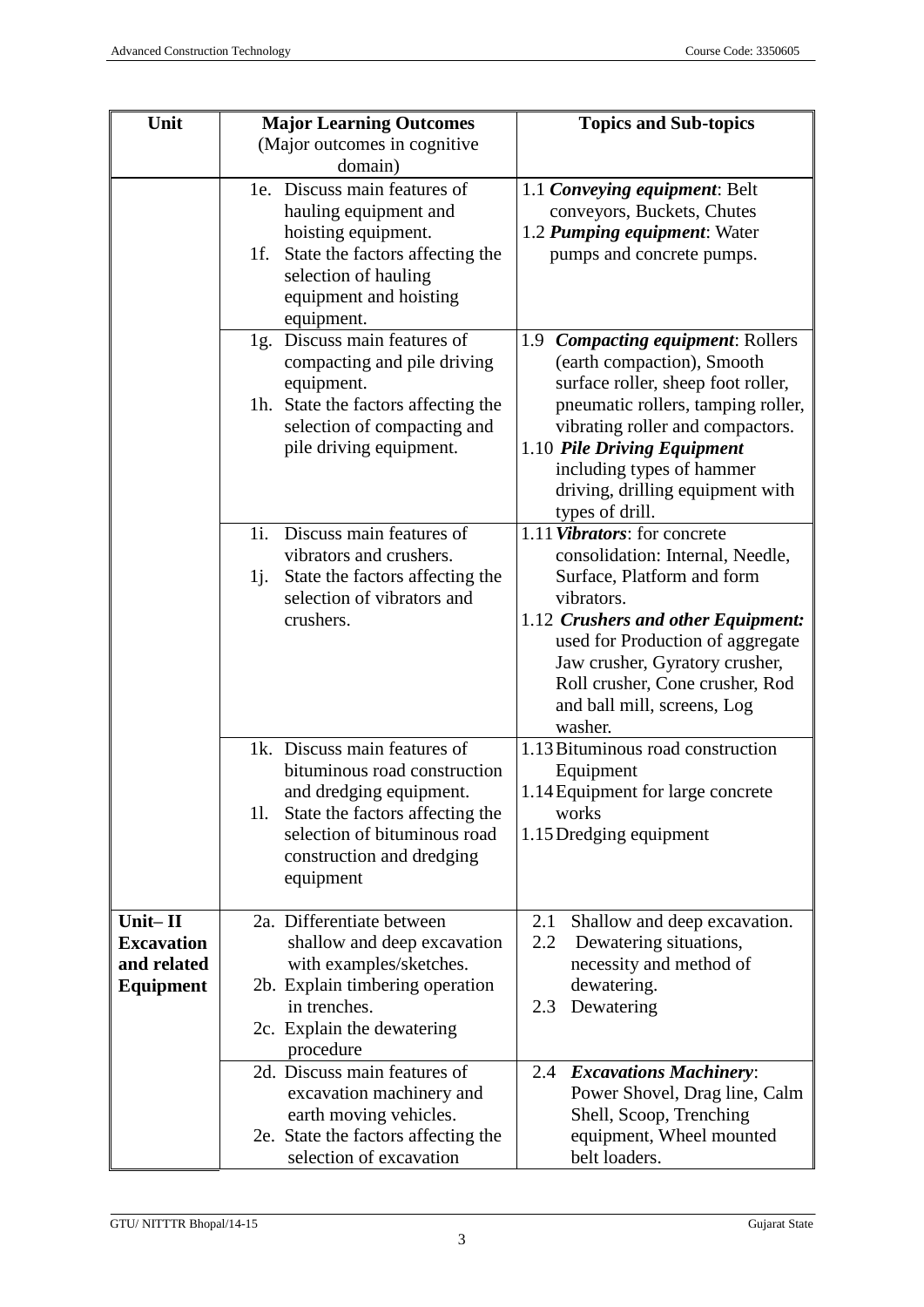| Unit | Major Learning Outcomes<br>(Major outcomes in cognitive domain) | Topics and Sub-topics |
|---|---|---|
| | 1e. Discuss main features of hauling equipment and hoisting equipment.<br>1f. State the factors affecting the selection of hauling equipment and hoisting equipment. | 1.1 ***Conveying equipment***: Belt conveyors, Buckets, Chutes<br>1.2 ***Pumping equipment***: Water pumps and concrete pumps. |
| | 1g. Discuss main features of compacting and pile driving equipment.<br>1h. State the factors affecting the selection of compacting and pile driving equipment. | 1.9 ***Compacting equipment***: Rollers (earth compaction), Smooth surface roller, sheep foot roller, pneumatic rollers, tamping roller, vibrating roller and compactors.<br>1.10 ***Pile Driving Equipment*** including types of hammer driving, drilling equipment with types of drill. |
| | 1i. Discuss main features of vibrators and crushers.<br>1j. State the factors affecting the selection of vibrators and crushers. | 1.11 ***Vibrators***: for concrete consolidation: Internal, Needle, Surface, Platform and form vibrators.<br>1.12 ***Crushers and other Equipment:*** used for Production of aggregate Jaw crusher, Gyratory crusher, Roll crusher, Cone crusher, Rod and ball mill, screens, Log washer. |
| | 1k. Discuss main features of bituminous road construction and dredging equipment.<br>1l. State the factors affecting the selection of bituminous road construction and dredging equipment | 1.13 Bituminous road construction Equipment<br>1.14 Equipment for large concrete works<br>1.15 Dredging equipment |
| **Unit– II Excavation and related Equipment** | 2a. Differentiate between shallow and deep excavation with examples/sketches.<br>2b. Explain timbering operation in trenches.<br>2c. Explain the dewatering procedure | 2.1 Shallow and deep excavation.<br>2.2 Dewatering situations, necessity and method of dewatering.<br>2.3 Dewatering |
| | 2d. Discuss main features of excavation machinery and earth moving vehicles.<br>2e. State the factors affecting the selection of excavation | 2.4 ***Excavations Machinery***: Power Shovel, Drag line, Calm Shell, Scoop, Trenching equipment, Wheel mounted belt loaders. |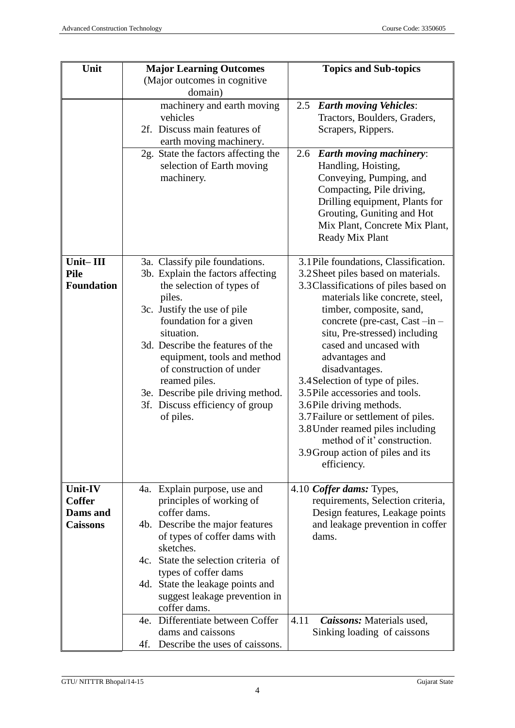| Unit | Major Learning Outcomes (Major outcomes in cognitive domain) | Topics and Sub-topics |
|---|---|---|
| | machinery and earth moving vehicles<br>2f. Discuss main features of earth moving machinery. | 2.5 ***Earth moving Vehicles***: Tractors, Boulders, Graders, Scrapers, Rippers. |
| | 2g. State the factors affecting the selection of Earth moving machinery. | 2.6 ***Earth moving machinery***: Handling, Hoisting, Conveying, Pumping, and Compacting, Pile driving, Drilling equipment, Plants for Grouting, Guniting and Hot Mix Plant, Concrete Mix Plant, Ready Mix Plant |
| **Unit– III Pile Foundation** | 3a. Classify pile foundations.<br>3b. Explain the factors affecting the selection of types of piles.<br>3c. Justify the use of pile foundation for a given situation.<br>3d. Describe the features of the equipment, tools and method of construction of under reamed piles.<br>3e. Describe pile driving method.<br>3f. Discuss efficiency of group of piles. | 3.1 Pile foundations, Classification.<br>3.2 Sheet piles based on materials.<br>3.3 Classifications of piles based on materials like concrete, steel, timber, composite, sand, concrete (pre-cast, Cast –in – situ, Pre-stressed) including cased and uncased with advantages and disadvantages.<br>3.4 Selection of type of piles.<br>3.5 Pile accessories and tools.<br>3.6 Pile driving methods.<br>3.7 Failure or settlement of piles.<br>3.8 Under reamed piles including method of it' construction.<br>3.9 Group action of piles and its efficiency. |
| **Unit-IV Coffer Dams and Caissons** | 4a. Explain purpose, use and principles of working of coffer dams.<br>4b. Describe the major features of types of coffer dams with sketches.<br>4c. State the selection criteria of types of coffer dams<br>4d. State the leakage points and suggest leakage prevention in coffer dams. | 4.10 ***Coffer dams:*** Types, requirements, Selection criteria, Design features, Leakage points and leakage prevention in coffer dams. |
| | 4e. Differentiate between Coffer dams and caissons<br>4f. Describe the uses of caissons. | 4.11 ***Caissons:*** Materials used, Sinking loading of caissons |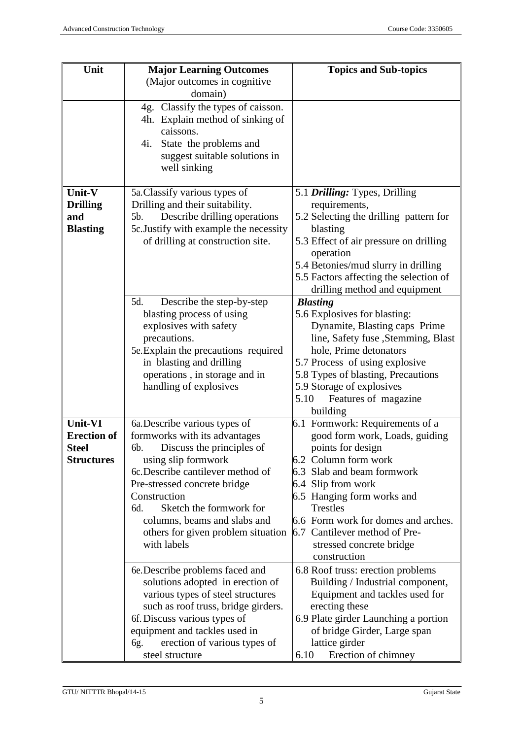| Unit | Major Learning Outcomes (Major outcomes in cognitive domain) | Topics and Sub-topics |
|---|---|---|
| | 4g. Classify the types of caisson.<br>4h. Explain method of sinking of caissons.<br>4i. State the problems and suggest suitable solutions in well sinking | |
| **Unit-V Drilling and Blasting** | 5a. Classify various types of Drilling and their suitability.<br>5b. Describe drilling operations<br>5c. Justify with example the necessity of drilling at construction site. | 5.1 ***Drilling:*** Types, Drilling requirements,<br>5.2 Selecting the drilling pattern for blasting<br>5.3 Effect of air pressure on drilling operation<br>5.4 Betonies/mud slurry in drilling<br>5.5 Factors affecting the selection of drilling method and equipment |
| | 5d. Describe the step-by-step blasting process of using explosives with safety precautions.<br>5e. Explain the precautions required in blasting and drilling operations , in storage and in handling of explosives | ***Blasting***<br>5.6 Explosives for blasting: Dynamite, Blasting caps Prime line, Safety fuse ,Stemming, Blast hole, Prime detonators<br>5.7 Process of using explosive<br>5.8 Types of blasting, Precautions<br>5.9 Storage of explosives<br>5.10 Features of magazine building |
| **Unit-VI Erection of Steel Structures** | 6a. Describe various types of formworks with its advantages<br>6b. Discuss the principles of using slip formwork<br>6c. Describe cantilever method of Pre-stressed concrete bridge Construction<br>6d. Sketch the formwork for columns, beams and slabs and others for given problem situation with labels | 6.1 Formwork: Requirements of a good form work, Loads, guiding points for design<br>6.2 Column form work<br>6.3 Slab and beam formwork<br>6.4 Slip from work<br>6.5 Hanging form works and Trestles<br>6.6 Form work for domes and arches.<br>6.7 Cantilever method of Pre-stressed concrete bridge construction |
| | 6e. Describe problems faced and solutions adopted in erection of various types of steel structures such as roof truss, bridge girders.<br>6f. Discuss various types of equipment and tackles used in<br>6g. erection of various types of steel structure | 6.8 Roof truss: erection problems Building / Industrial component, Equipment and tackles used for erecting these<br>6.9 Plate girder Launching a portion of bridge Girder, Large span lattice girder<br>6.10 Erection of chimney |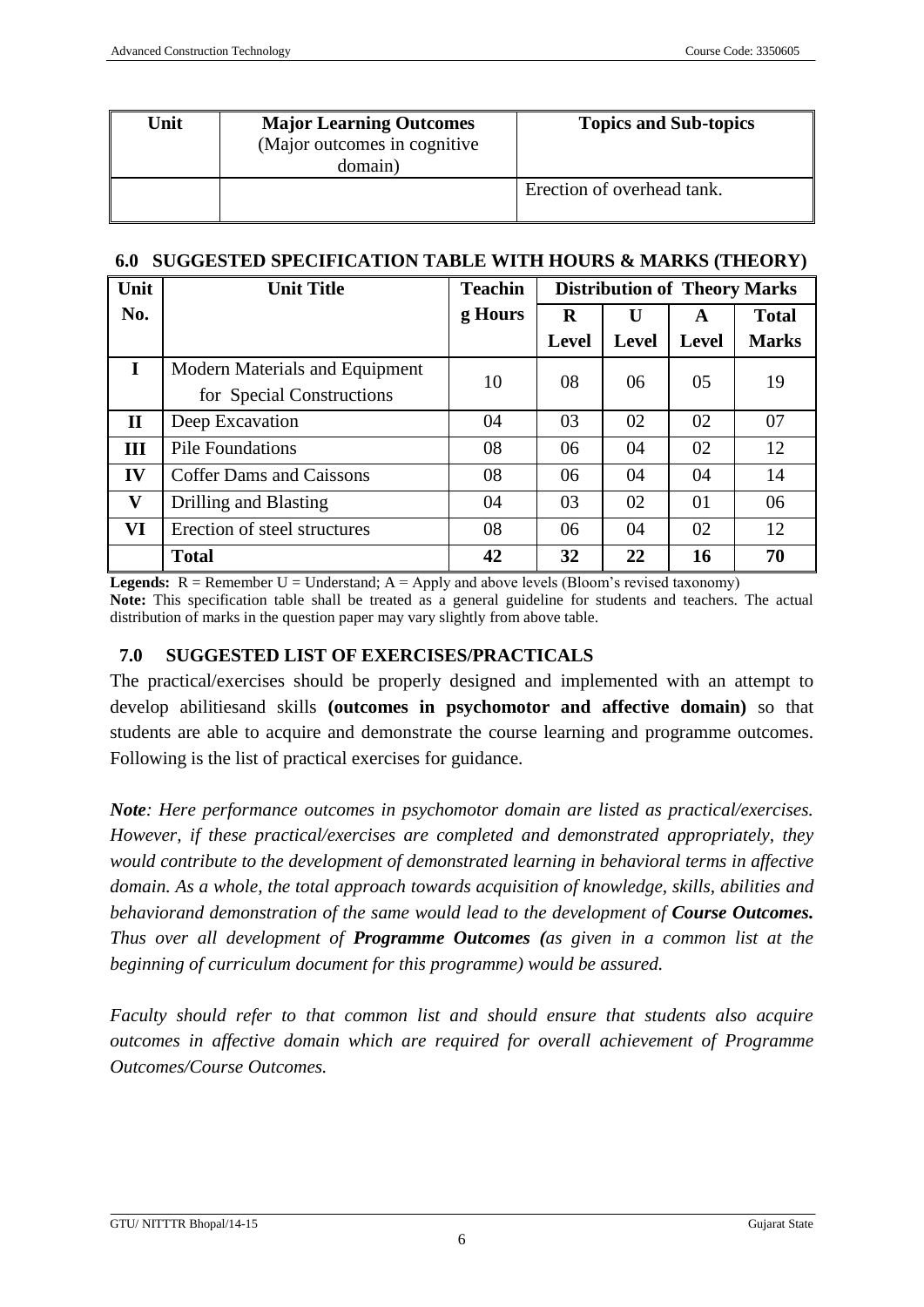| Unit | **Major Learning Outcomes** (Major outcomes in cognitive domain) | **Topics and Sub-topics** |
|---|---|---|
| | | Erection of overhead tank. |

### 6.0 SUGGESTED SPECIFICATION TABLE WITH HOURS & MARKS (THEORY)

| Unit No. | Unit Title | Teaching Hours | Distribution of Theory Marks | | | |
|---|---|---|---|---|---|---|
| | | | R Level | U Level | A Level | Total Marks |
| I | Modern Materials and Equipment for Special Constructions | 10 | 08 | 06 | 05 | 19 |
| II | Deep Excavation | 04 | 03 | 02 | 02 | 07 |
| III | Pile Foundations | 08 | 06 | 04 | 02 | 12 |
| IV | Coffer Dams and Caissons | 08 | 06 | 04 | 04 | 14 |
| V | Drilling and Blasting | 04 | 03 | 02 | 01 | 06 |
| VI | Erection of steel structures | 08 | 06 | 04 | 02 | 12 |
| | **Total** | **42** | **32** | **22** | **16** | **70** |

**Legends:** R = Remember U = Understand; A = Apply and above levels (Bloom's revised taxonomy)

**Note:** This specification table shall be treated as a general guideline for students and teachers. The actual distribution of marks in the question paper may vary slightly from above table.

### 7.0 SUGGESTED LIST OF EXERCISES/PRACTICALS

The practical/exercises should be properly designed and implemented with an attempt to develop abilitiesand skills **(outcomes in psychomotor and affective domain)** so that students are able to acquire and demonstrate the course learning and programme outcomes. Following is the list of practical exercises for guidance.

***Note**: Here performance outcomes in psychomotor domain are listed as practical/exercises. However, if these practical/exercises are completed and demonstrated appropriately, they would contribute to the development of demonstrated learning in behavioral terms in affective domain. As a whole, the total approach towards acquisition of knowledge, skills, abilities and behaviorand demonstration of the same would lead to the development of **Course Outcomes.** Thus over all development of **Programme Outcomes (**as given in a common list at the beginning of curriculum document for this programme) would be assured.*

*Faculty should refer to that common list and should ensure that students also acquire outcomes in affective domain which are required for overall achievement of Programme Outcomes/Course Outcomes.*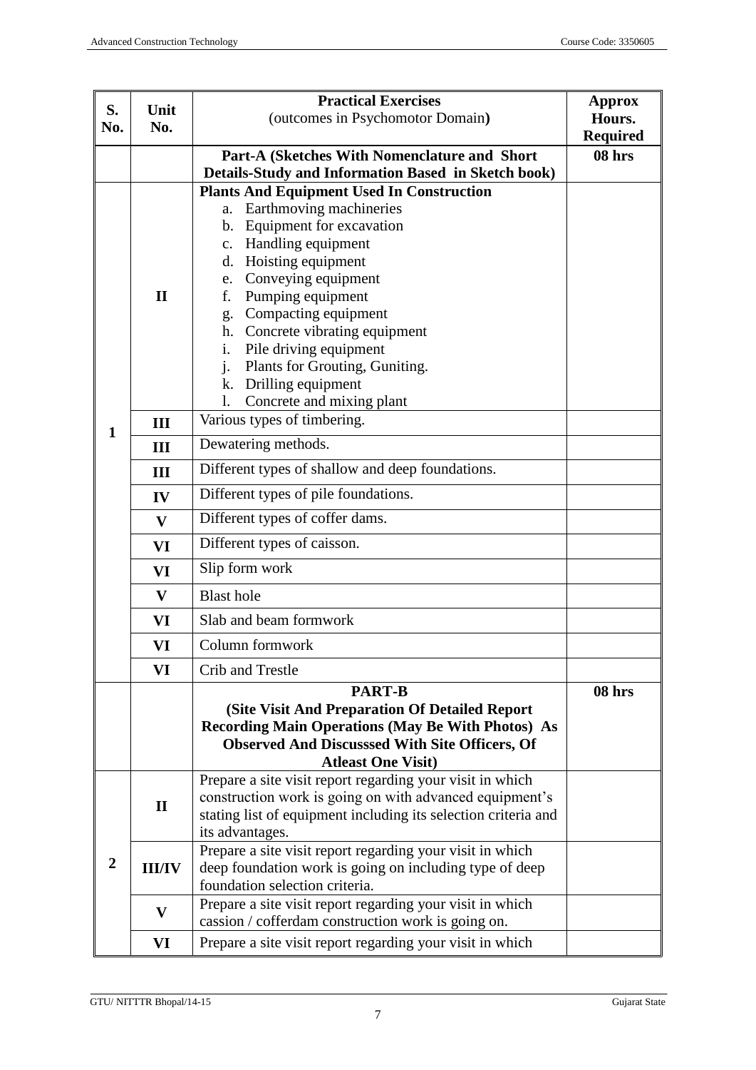| S. No. | Unit No. | Practical Exercises (outcomes in Psychomotor Domain) | Approx Hours. Required |
|---|---|---|---|
| | | **Part-A (Sketches With Nomenclature and Short Details-Study and Information Based in Sketch book)** | **08 hrs** |
| 1 | II | **Plants And Equipment Used In Construction**<br>a. Earthmoving machineries<br>b. Equipment for excavation<br>c. Handling equipment<br>d. Hoisting equipment<br>e. Conveying equipment<br>f. Pumping equipment<br>g. Compacting equipment<br>h. Concrete vibrating equipment<br>i. Pile driving equipment<br>j. Plants for Grouting, Guniting.<br>k. Drilling equipment<br>l. Concrete and mixing plant | |
| | III | Various types of timbering. | |
| | III | Dewatering methods. | |
| | III | Different types of shallow and deep foundations. | |
| | IV | Different types of pile foundations. | |
| | V | Different types of coffer dams. | |
| | VI | Different types of caisson. | |
| | VI | Slip form work | |
| | V | Blast hole | |
| | VI | Slab and beam formwork | |
| | VI | Column formwork | |
| | VI | Crib and Trestle | |
| | | **PART-B (Site Visit And Preparation Of Detailed Report Recording Main Operations (May Be With Photos) As Observed And Discusssed With Site Officers, Of Atleast One Visit)** | **08 hrs** |
| 2 | II | Prepare a site visit report regarding your visit in which construction work is going on with advanced equipment's stating list of equipment including its selection criteria and its advantages. | |
| | III/IV | Prepare a site visit report regarding your visit in which deep foundation work is going on including type of deep foundation selection criteria. | |
| | V | Prepare a site visit report regarding your visit in which cassion / cofferdam construction work is going on. | |
| | VI | Prepare a site visit report regarding your visit in which | |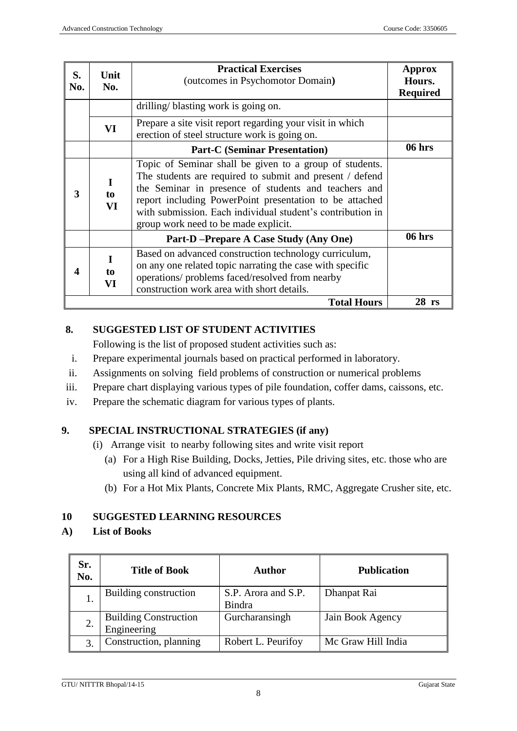| S. No. | Unit No. | Practical Exercises (outcomes in Psychomotor Domain) | Approx Hours. Required |
|---|---|---|---|
| | | drilling/ blasting work is going on. | |
| | VI | Prepare a site visit report regarding your visit in which erection of steel structure work is going on. | |
| | | **Part-C (Seminar Presentation)** | **06 hrs** |
| 3 | I to VI | Topic of Seminar shall be given to a group of students. The students are required to submit and present / defend the Seminar in presence of students and teachers and report including PowerPoint presentation to be attached with submission. Each individual student's contribution in group work need to be made explicit. | |
| | | **Part-D –Prepare A Case Study (Any One)** | **06 hrs** |
| 4 | I to VI | Based on advanced construction technology curriculum, on any one related topic narrating the case with specific operations/ problems faced/resolved from nearby construction work area with short details. | |
| | | **Total Hours** | **28 rs** |

## 8. SUGGESTED LIST OF STUDENT ACTIVITIES

Following is the list of proposed student activities such as:

i. Prepare experimental journals based on practical performed in laboratory.

ii. Assignments on solving field problems of construction or numerical problems

iii. Prepare chart displaying various types of pile foundation, coffer dams, caissons, etc.

iv. Prepare the schematic diagram for various types of plants.

## 9. SPECIAL INSTRUCTIONAL STRATEGIES (if any)

(i) Arrange visit to nearby following sites and write visit report

(a) For a High Rise Building, Docks, Jetties, Pile driving sites, etc. those who are using all kind of advanced equipment.

(b) For a Hot Mix Plants, Concrete Mix Plants, RMC, Aggregate Crusher site, etc.

## 10 SUGGESTED LEARNING RESOURCES

### A) List of Books

| Sr. No. | Title of Book | Author | Publication |
|---|---|---|---|
| 1. | Building construction | S.P. Arora and S.P. Bindra | Dhanpat Rai |
| 2. | Building Construction Engineering | Gurcharansingh | Jain Book Agency |
| 3. | Construction, planning | Robert L. Peurifoy | Mc Graw Hill India |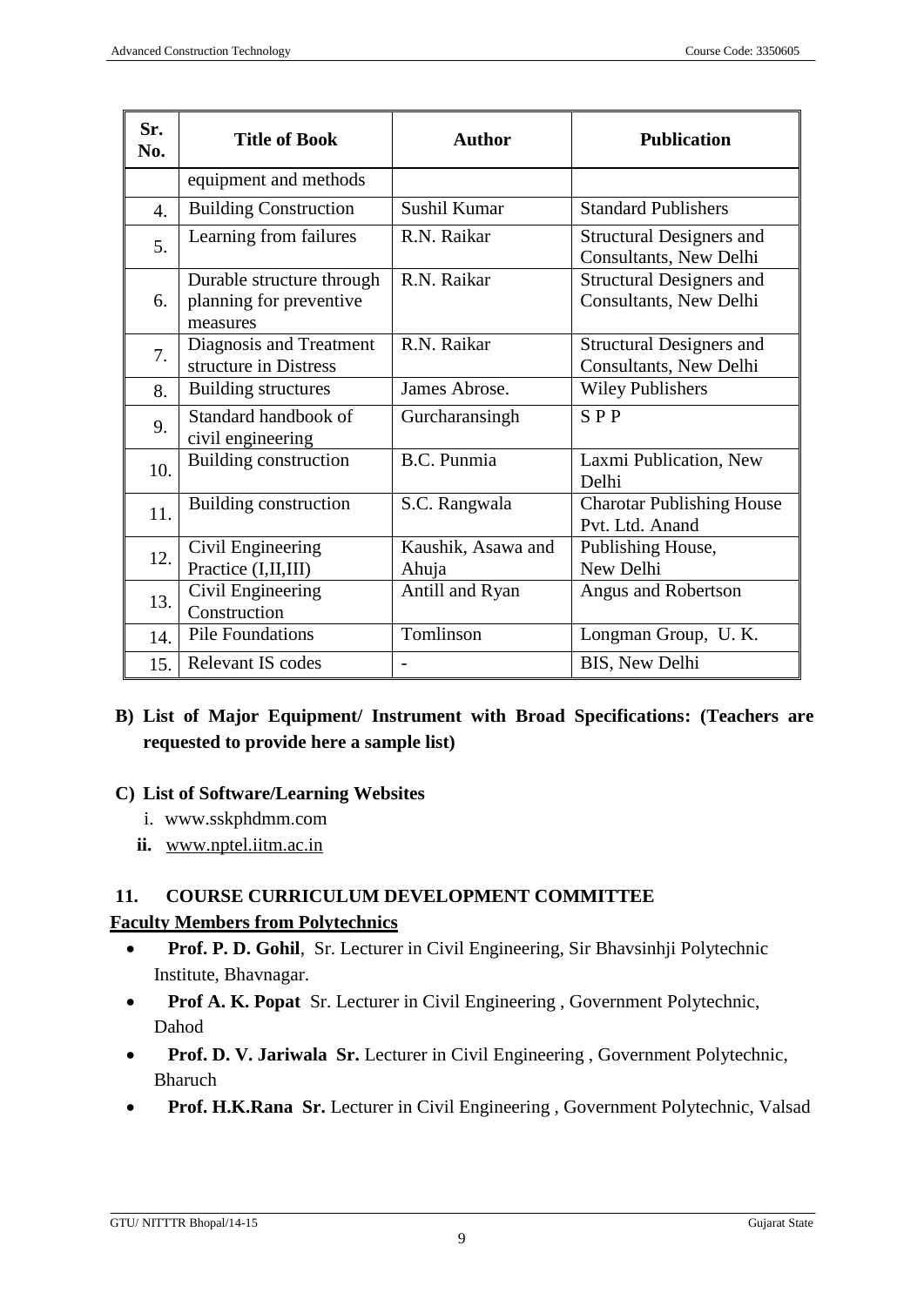| Sr. No. | Title of Book | Author | Publication |
|---|---|---|---|
| | equipment and methods | | |
| 4. | Building Construction | Sushil Kumar | Standard Publishers |
| 5. | Learning from failures | R.N. Raikar | Structural Designers and Consultants, New Delhi |
| 6. | Durable structure through planning for preventive measures | R.N. Raikar | Structural Designers and Consultants, New Delhi |
| 7. | Diagnosis and Treatment structure in Distress | R.N. Raikar | Structural Designers and Consultants, New Delhi |
| 8. | Building structures | James Abrose. | Wiley Publishers |
| 9. | Standard handbook of civil engineering | Gurcharansingh | S P P |
| 10. | Building construction | B.C. Punmia | Laxmi Publication, New Delhi |
| 11. | Building construction | S.C. Rangwala | Charotar Publishing House Pvt. Ltd. Anand |
| 12. | Civil Engineering Practice (I,II,III) | Kaushik, Asawa and Ahuja | Publishing House, New Delhi |
| 13. | Civil Engineering Construction | Antill and Ryan | Angus and Robertson |
| 14. | Pile Foundations | Tomlinson | Longman Group, U. K. |
| 15. | Relevant IS codes | - | BIS, New Delhi |

**B) List of Major Equipment/ Instrument with Broad Specifications: (Teachers are requested to provide here a sample list)**

**C) List of Software/Learning Websites**

i. www.sskphdmm.com

**ii.** www.nptel.iitm.ac.in

## 11. COURSE CURRICULUM DEVELOPMENT COMMITTEE

**Faculty Members from Polytechnics**

- **Prof. P. D. Gohil**, Sr. Lecturer in Civil Engineering, Sir Bhavsinhji Polytechnic Institute, Bhavnagar.
- **Prof A. K. Popat** Sr. Lecturer in Civil Engineering , Government Polytechnic, Dahod
- **Prof. D. V. Jariwala Sr.** Lecturer in Civil Engineering , Government Polytechnic, Bharuch
- **Prof. H.K.Rana Sr.** Lecturer in Civil Engineering , Government Polytechnic, Valsad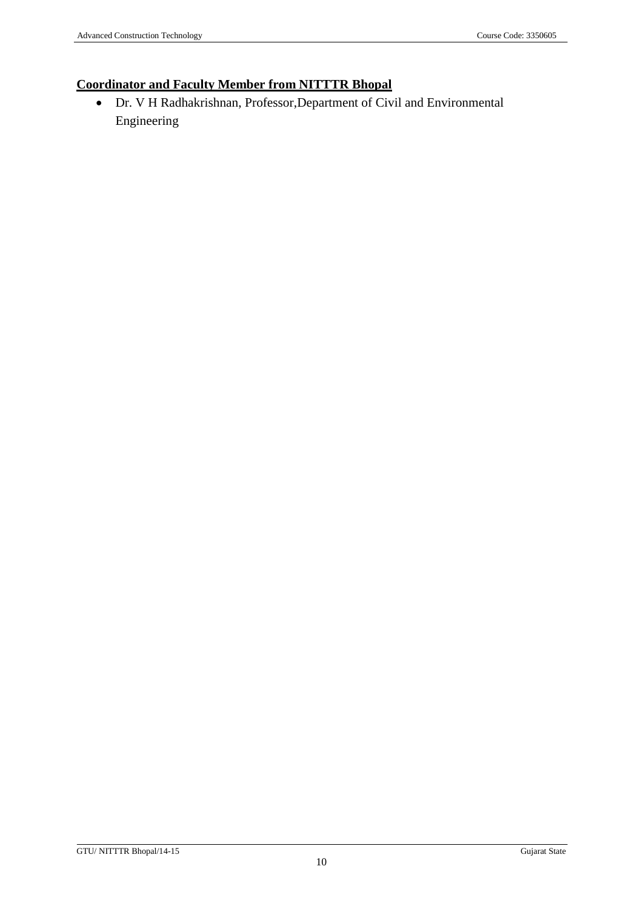**<u>Coordinator and Faculty Member from NITTTR Bhopal</u>**

- Dr. V H Radhakrishnan, Professor,Department of Civil and Environmental Engineering